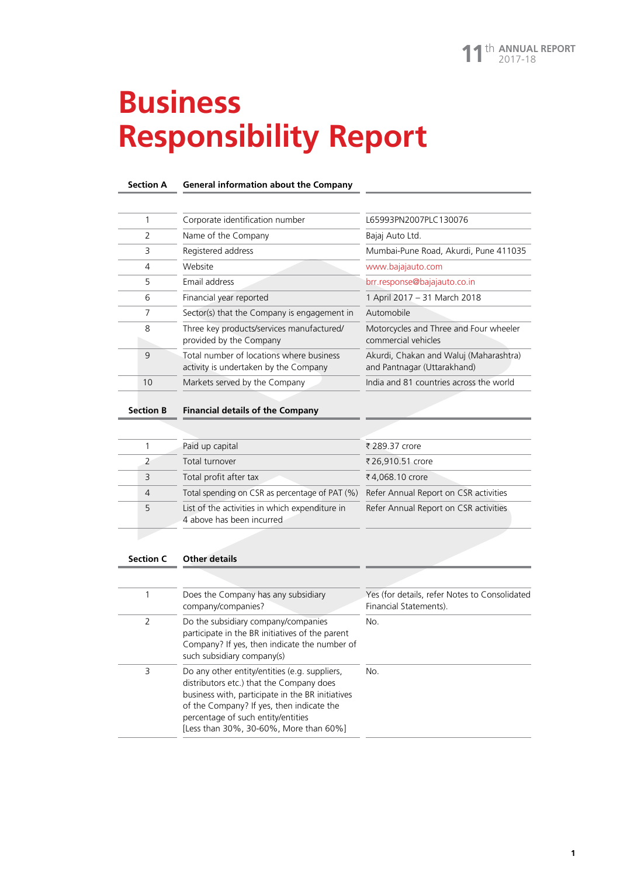# Business Responsibility Report

| Section A | General information about the Company | |
|---|---|---|
| 1 | Corporate identification number | L65993PN2007PLC130076 |
| 2 | Name of the Company | Bajaj Auto Ltd. |
| 3 | Registered address | Mumbai-Pune Road, Akurdi, Pune 411035 |
| 4 | Website | www.bajajauto.com |
| 5 | Email address | brr.response@bajajauto.co.in |
| 6 | Financial year reported | 1 April 2017 – 31 March 2018 |
| 7 | Sector(s) that the Company is engagement in | Automobile |
| 8 | Three key products/services manufactured/ provided by the Company | Motorcycles and Three and Four wheeler commercial vehicles |
| 9 | Total number of locations where business activity is undertaken by the Company | Akurdi, Chakan and Waluj (Maharashtra) and Pantnagar (Uttarakhand) |
| 10 | Markets served by the Company | India and 81 countries across the world |

| Section B | Financial details of the Company | |
|---|---|---|
| 1 | Paid up capital | ₹ 289.37 crore |
| 2 | Total turnover | ₹ 26,910.51 crore |
| 3 | Total profit after tax | ₹ 4,068.10 crore |
| 4 | Total spending on CSR as percentage of PAT (%) | Refer Annual Report on CSR activities |
| 5 | List of the activities in which expenditure in 4 above has been incurred | Refer Annual Report on CSR activities |

| Section C | Other details | |
|---|---|---|
| 1 | Does the Company has any subsidiary company/companies? | Yes (for details, refer Notes to Consolidated Financial Statements). |
| 2 | Do the subsidiary company/companies participate in the BR initiatives of the parent Company? If yes, then indicate the number of such subsidiary company(s) | No. |
| 3 | Do any other entity/entities (e.g. suppliers, distributors etc.) that the Company does business with, participate in the BR initiatives of the Company? If yes, then indicate the percentage of such entity/entities [Less than 30%, 30-60%, More than 60%] | No. |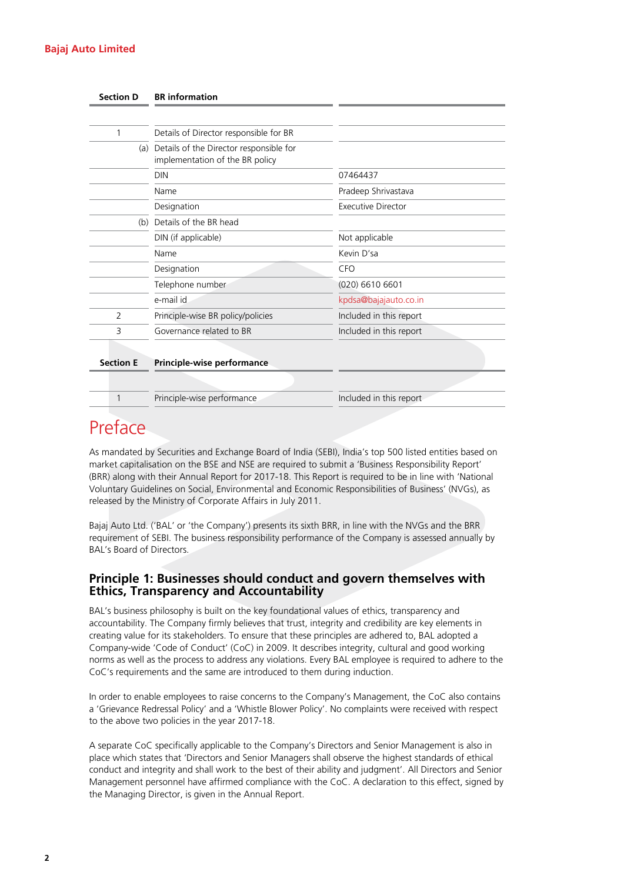| Section D | BR information | |
|---|---|---|
| 1 | Details of Director responsible for BR | |
| (a) | Details of the Director responsible for implementation of the BR policy | |
| | DIN | 07464437 |
| | Name | Pradeep Shrivastava |
| | Designation | Executive Director |
| (b) | Details of the BR head | |
| | DIN (if applicable) | Not applicable |
| | Name | Kevin D'sa |
| | Designation | CFO |
| | Telephone number | (020) 6610 6601 |
| | e-mail id | kpdsa@bajajauto.co.in |
| 2 | Principle-wise BR policy/policies | Included in this report |
| 3 | Governance related to BR | Included in this report |

| Section E | Principle-wise performance | |
|---|---|---|
| 1 | Principle-wise performance | Included in this report |

# Preface

As mandated by Securities and Exchange Board of India (SEBI), India's top 500 listed entities based on market capitalisation on the BSE and NSE are required to submit a 'Business Responsibility Report' (BRR) along with their Annual Report for 2017-18. This Report is required to be in line with 'National Voluntary Guidelines on Social, Environmental and Economic Responsibilities of Business' (NVGs), as released by the Ministry of Corporate Affairs in July 2011.

Bajaj Auto Ltd. ('BAL' or 'the Company') presents its sixth BRR, in line with the NVGs and the BRR requirement of SEBI. The business responsibility performance of the Company is assessed annually by BAL's Board of Directors.

## Principle 1: Businesses should conduct and govern themselves with Ethics, Transparency and Accountability

BAL's business philosophy is built on the key foundational values of ethics, transparency and accountability. The Company firmly believes that trust, integrity and credibility are key elements in creating value for its stakeholders. To ensure that these principles are adhered to, BAL adopted a Company-wide 'Code of Conduct' (CoC) in 2009. It describes integrity, cultural and good working norms as well as the process to address any violations. Every BAL employee is required to adhere to the CoC's requirements and the same are introduced to them during induction.

In order to enable employees to raise concerns to the Company's Management, the CoC also contains a 'Grievance Redressal Policy' and a 'Whistle Blower Policy'. No complaints were received with respect to the above two policies in the year 2017-18.

A separate CoC specifically applicable to the Company's Directors and Senior Management is also in place which states that 'Directors and Senior Managers shall observe the highest standards of ethical conduct and integrity and shall work to the best of their ability and judgment'. All Directors and Senior Management personnel have affirmed compliance with the CoC. A declaration to this effect, signed by the Managing Director, is given in the Annual Report.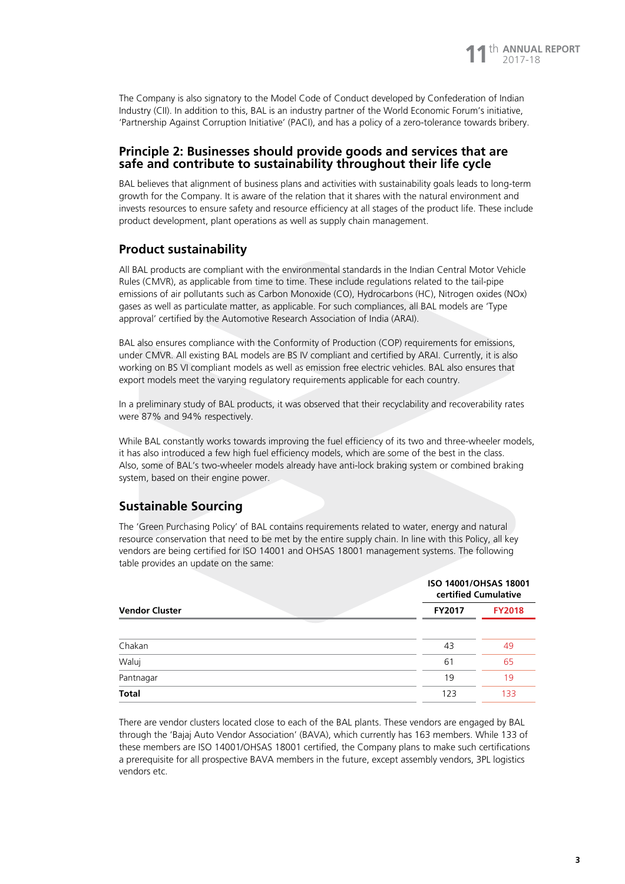The Company is also signatory to the Model Code of Conduct developed by Confederation of Indian Industry (CII). In addition to this, BAL is an industry partner of the World Economic Forum's initiative, 'Partnership Against Corruption Initiative' (PACI), and has a policy of a zero-tolerance towards bribery.

## Principle 2: Businesses should provide goods and services that are safe and contribute to sustainability throughout their life cycle

BAL believes that alignment of business plans and activities with sustainability goals leads to long-term growth for the Company. It is aware of the relation that it shares with the natural environment and invests resources to ensure safety and resource efficiency at all stages of the product life. These include product development, plant operations as well as supply chain management.

## Product sustainability

All BAL products are compliant with the environmental standards in the Indian Central Motor Vehicle Rules (CMVR), as applicable from time to time. These include regulations related to the tail-pipe emissions of air pollutants such as Carbon Monoxide (CO), Hydrocarbons (HC), Nitrogen oxides (NOx) gases as well as particulate matter, as applicable. For such compliances, all BAL models are 'Type approval' certified by the Automotive Research Association of India (ARAI).

BAL also ensures compliance with the Conformity of Production (COP) requirements for emissions, under CMVR. All existing BAL models are BS IV compliant and certified by ARAI. Currently, it is also working on BS VI compliant models as well as emission free electric vehicles. BAL also ensures that export models meet the varying regulatory requirements applicable for each country.

In a preliminary study of BAL products, it was observed that their recyclability and recoverability rates were 87% and 94% respectively.

While BAL constantly works towards improving the fuel efficiency of its two and three-wheeler models, it has also introduced a few high fuel efficiency models, which are some of the best in the class. Also, some of BAL's two-wheeler models already have anti-lock braking system or combined braking system, based on their engine power.

## Sustainable Sourcing

The 'Green Purchasing Policy' of BAL contains requirements related to water, energy and natural resource conservation that need to be met by the entire supply chain. In line with this Policy, all key vendors are being certified for ISO 14001 and OHSAS 18001 management systems. The following table provides an update on the same:

| Vendor Cluster | ISO 14001/OHSAS 18001 certified Cumulative | |
|---|---|---|
| | **FY2017** | **FY2018** |
| Chakan | 43 | 49 |
| Waluj | 61 | 65 |
| Pantnagar | 19 | 19 |
| **Total** | 123 | 133 |

There are vendor clusters located close to each of the BAL plants. These vendors are engaged by BAL through the 'Bajaj Auto Vendor Association' (BAVA), which currently has 163 members. While 133 of these members are ISO 14001/OHSAS 18001 certified, the Company plans to make such certifications a prerequisite for all prospective BAVA members in the future, except assembly vendors, 3PL logistics vendors etc.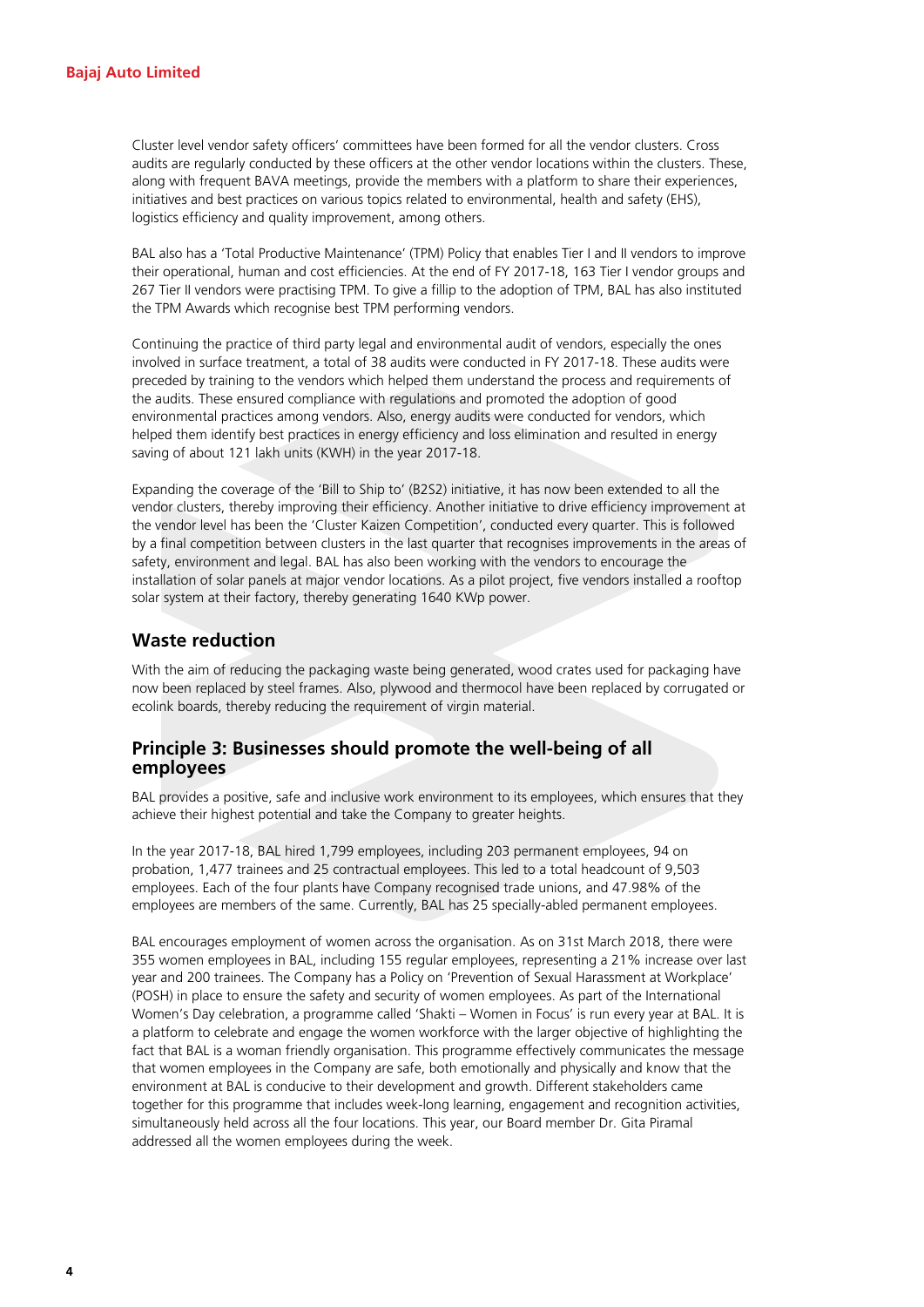Cluster level vendor safety officers' committees have been formed for all the vendor clusters. Cross audits are regularly conducted by these officers at the other vendor locations within the clusters. These, along with frequent BAVA meetings, provide the members with a platform to share their experiences, initiatives and best practices on various topics related to environmental, health and safety (EHS), logistics efficiency and quality improvement, among others.

BAL also has a 'Total Productive Maintenance' (TPM) Policy that enables Tier I and II vendors to improve their operational, human and cost efficiencies. At the end of FY 2017-18, 163 Tier I vendor groups and 267 Tier II vendors were practising TPM. To give a fillip to the adoption of TPM, BAL has also instituted the TPM Awards which recognise best TPM performing vendors.

Continuing the practice of third party legal and environmental audit of vendors, especially the ones involved in surface treatment, a total of 38 audits were conducted in FY 2017-18. These audits were preceded by training to the vendors which helped them understand the process and requirements of the audits. These ensured compliance with regulations and promoted the adoption of good environmental practices among vendors. Also, energy audits were conducted for vendors, which helped them identify best practices in energy efficiency and loss elimination and resulted in energy saving of about 121 lakh units (KWH) in the year 2017-18.

Expanding the coverage of the 'Bill to Ship to' (B2S2) initiative, it has now been extended to all the vendor clusters, thereby improving their efficiency. Another initiative to drive efficiency improvement at the vendor level has been the 'Cluster Kaizen Competition', conducted every quarter. This is followed by a final competition between clusters in the last quarter that recognises improvements in the areas of safety, environment and legal. BAL has also been working with the vendors to encourage the installation of solar panels at major vendor locations. As a pilot project, five vendors installed a rooftop solar system at their factory, thereby generating 1640 KWp power.

## Waste reduction

With the aim of reducing the packaging waste being generated, wood crates used for packaging have now been replaced by steel frames. Also, plywood and thermocol have been replaced by corrugated or ecolink boards, thereby reducing the requirement of virgin material.

## Principle 3: Businesses should promote the well-being of all employees

BAL provides a positive, safe and inclusive work environment to its employees, which ensures that they achieve their highest potential and take the Company to greater heights.

In the year 2017-18, BAL hired 1,799 employees, including 203 permanent employees, 94 on probation, 1,477 trainees and 25 contractual employees. This led to a total headcount of 9,503 employees. Each of the four plants have Company recognised trade unions, and 47.98% of the employees are members of the same. Currently, BAL has 25 specially-abled permanent employees.

BAL encourages employment of women across the organisation. As on 31st March 2018, there were 355 women employees in BAL, including 155 regular employees, representing a 21% increase over last year and 200 trainees. The Company has a Policy on 'Prevention of Sexual Harassment at Workplace' (POSH) in place to ensure the safety and security of women employees. As part of the International Women's Day celebration, a programme called 'Shakti – Women in Focus' is run every year at BAL. It is a platform to celebrate and engage the women workforce with the larger objective of highlighting the fact that BAL is a woman friendly organisation. This programme effectively communicates the message that women employees in the Company are safe, both emotionally and physically and know that the environment at BAL is conducive to their development and growth. Different stakeholders came together for this programme that includes week-long learning, engagement and recognition activities, simultaneously held across all the four locations. This year, our Board member Dr. Gita Piramal addressed all the women employees during the week.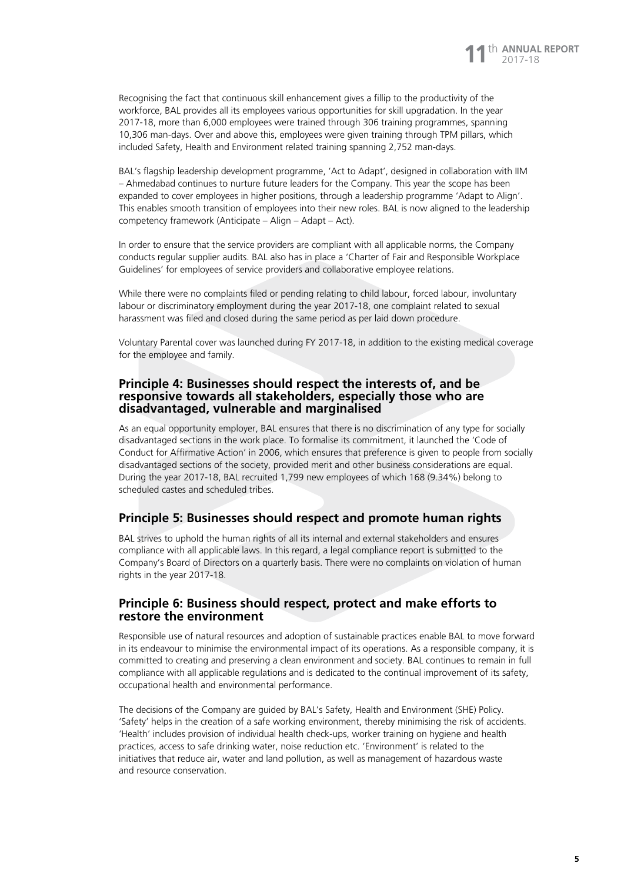Recognising the fact that continuous skill enhancement gives a fillip to the productivity of the workforce, BAL provides all its employees various opportunities for skill upgradation. In the year 2017-18, more than 6,000 employees were trained through 306 training programmes, spanning 10,306 man-days. Over and above this, employees were given training through TPM pillars, which included Safety, Health and Environment related training spanning 2,752 man-days.

BAL's flagship leadership development programme, 'Act to Adapt', designed in collaboration with IIM – Ahmedabad continues to nurture future leaders for the Company. This year the scope has been expanded to cover employees in higher positions, through a leadership programme 'Adapt to Align'. This enables smooth transition of employees into their new roles. BAL is now aligned to the leadership competency framework (Anticipate – Align – Adapt – Act).

In order to ensure that the service providers are compliant with all applicable norms, the Company conducts regular supplier audits. BAL also has in place a 'Charter of Fair and Responsible Workplace Guidelines' for employees of service providers and collaborative employee relations.

While there were no complaints filed or pending relating to child labour, forced labour, involuntary labour or discriminatory employment during the year 2017-18, one complaint related to sexual harassment was filed and closed during the same period as per laid down procedure.

Voluntary Parental cover was launched during FY 2017-18, in addition to the existing medical coverage for the employee and family.

## Principle 4: Businesses should respect the interests of, and be responsive towards all stakeholders, especially those who are disadvantaged, vulnerable and marginalised

As an equal opportunity employer, BAL ensures that there is no discrimination of any type for socially disadvantaged sections in the work place. To formalise its commitment, it launched the 'Code of Conduct for Affirmative Action' in 2006, which ensures that preference is given to people from socially disadvantaged sections of the society, provided merit and other business considerations are equal. During the year 2017-18, BAL recruited 1,799 new employees of which 168 (9.34%) belong to scheduled castes and scheduled tribes.

## Principle 5: Businesses should respect and promote human rights

BAL strives to uphold the human rights of all its internal and external stakeholders and ensures compliance with all applicable laws. In this regard, a legal compliance report is submitted to the Company's Board of Directors on a quarterly basis. There were no complaints on violation of human rights in the year 2017-18.

## Principle 6: Business should respect, protect and make efforts to restore the environment

Responsible use of natural resources and adoption of sustainable practices enable BAL to move forward in its endeavour to minimise the environmental impact of its operations. As a responsible company, it is committed to creating and preserving a clean environment and society. BAL continues to remain in full compliance with all applicable regulations and is dedicated to the continual improvement of its safety, occupational health and environmental performance.

The decisions of the Company are guided by BAL's Safety, Health and Environment (SHE) Policy. 'Safety' helps in the creation of a safe working environment, thereby minimising the risk of accidents. 'Health' includes provision of individual health check-ups, worker training on hygiene and health practices, access to safe drinking water, noise reduction etc. 'Environment' is related to the initiatives that reduce air, water and land pollution, as well as management of hazardous waste and resource conservation.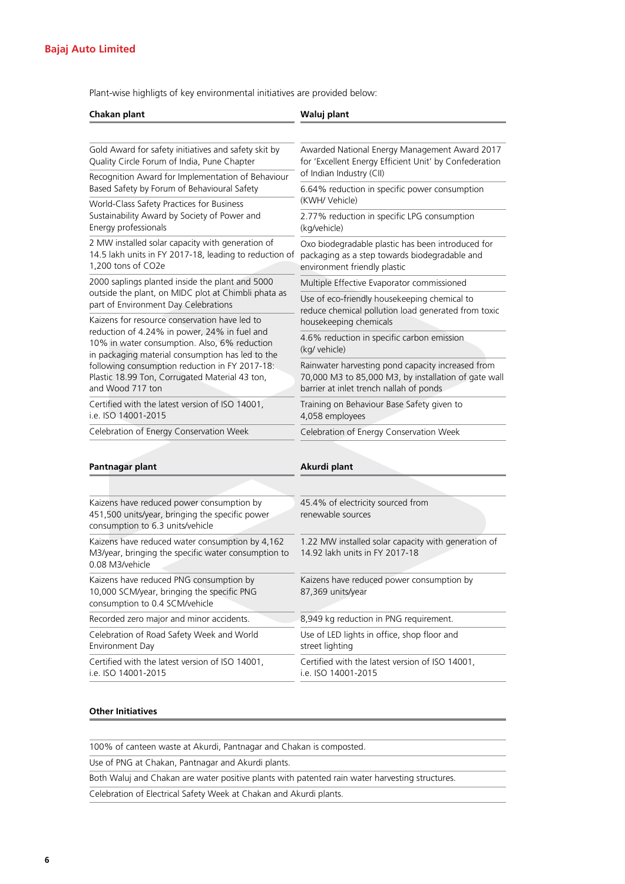Plant-wise highligts of key environmental initiatives are provided below:

| Chakan plant | Waluj plant |
|---|---|
| Gold Award for safety initiatives and safety skit by Quality Circle Forum of India, Pune Chapter | Awarded National Energy Management Award 2017 for 'Excellent Energy Efficient Unit' by Confederation of Indian Industry (CII) |
| Recognition Award for Implementation of Behaviour Based Safety by Forum of Behavioural Safety | 6.64% reduction in specific power consumption (KWH/ Vehicle) |
| World-Class Safety Practices for Business Sustainability Award by Society of Power and Energy professionals | 2.77% reduction in specific LPG consumption (kg/vehicle) |
| 2 MW installed solar capacity with generation of 14.5 lakh units in FY 2017-18, leading to reduction of 1,200 tons of CO2e | Oxo biodegradable plastic has been introduced for packaging as a step towards biodegradable and environment friendly plastic |
| 2000 saplings planted inside the plant and 5000 outside the plant, on MIDC plot at Chimbli phata as part of Environment Day Celebrations | Multiple Effective Evaporator commissioned |
| Kaizens for resource conservation have led to reduction of 4.24% in power, 24% in fuel and 10% in water consumption. Also, 6% reduction in packaging material consumption has led to the following consumption reduction in FY 2017-18: Plastic 18.99 Ton, Corrugated Material 43 ton, and Wood 717 ton | Use of eco-friendly housekeeping chemical to reduce chemical pollution load generated from toxic housekeeping chemicals |
| | 4.6% reduction in specific carbon emission (kg/ vehicle) |
| | Rainwater harvesting pond capacity increased from 70,000 M3 to 85,000 M3, by installation of gate wall barrier at inlet trench nallah of ponds |
| Certified with the latest version of ISO 14001, i.e. ISO 14001-2015 | Training on Behaviour Base Safety given to 4,058 employees |
| Celebration of Energy Conservation Week | Celebration of Energy Conservation Week |

| Pantnagar plant | Akurdi plant |
|---|---|
| Kaizens have reduced power consumption by 451,500 units/year, bringing the specific power consumption to 6.3 units/vehicle | 45.4% of electricity sourced from renewable sources |
| Kaizens have reduced water consumption by 4,162 M3/year, bringing the specific water consumption to 0.08 M3/vehicle | 1.22 MW installed solar capacity with generation of 14.92 lakh units in FY 2017-18 |
| Kaizens have reduced PNG consumption by 10,000 SCM/year, bringing the specific PNG consumption to 0.4 SCM/vehicle | Kaizens have reduced power consumption by 87,369 units/year |
| Recorded zero major and minor accidents. | 8,949 kg reduction in PNG requirement. |
| Celebration of Road Safety Week and World Environment Day | Use of LED lights in office, shop floor and street lighting |
| Certified with the latest version of ISO 14001, i.e. ISO 14001-2015 | Certified with the latest version of ISO 14001, i.e. ISO 14001-2015 |

| Other Initiatives |
|---|
| 100% of canteen waste at Akurdi, Pantnagar and Chakan is composted. |
| Use of PNG at Chakan, Pantnagar and Akurdi plants. |
| Both Waluj and Chakan are water positive plants with patented rain water harvesting structures. |
| Celebration of Electrical Safety Week at Chakan and Akurdi plants. |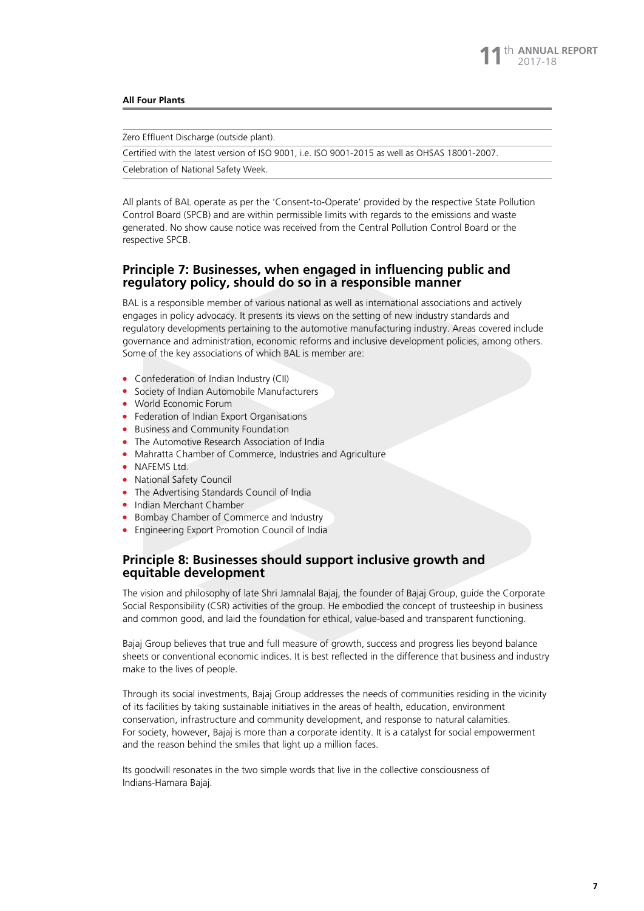**All Four Plants**

| |
|---|
| Zero Effluent Discharge (outside plant). |
| Certified with the latest version of ISO 9001, i.e. ISO 9001-2015 as well as OHSAS 18001-2007. |
| Celebration of National Safety Week. |

All plants of BAL operate as per the 'Consent-to-Operate' provided by the respective State Pollution Control Board (SPCB) and are within permissible limits with regards to the emissions and waste generated. No show cause notice was received from the Central Pollution Control Board or the respective SPCB.

## Principle 7: Businesses, when engaged in influencing public and regulatory policy, should do so in a responsible manner

BAL is a responsible member of various national as well as international associations and actively engages in policy advocacy. It presents its views on the setting of new industry standards and regulatory developments pertaining to the automotive manufacturing industry. Areas covered include governance and administration, economic reforms and inclusive development policies, among others. Some of the key associations of which BAL is member are:

- Confederation of Indian Industry (CII)
- Society of Indian Automobile Manufacturers
- World Economic Forum
- Federation of Indian Export Organisations
- Business and Community Foundation
- The Automotive Research Association of India
- Mahratta Chamber of Commerce, Industries and Agriculture
- NAFEMS Ltd.
- National Safety Council
- The Advertising Standards Council of India
- Indian Merchant Chamber
- Bombay Chamber of Commerce and Industry
- Engineering Export Promotion Council of India

## Principle 8: Businesses should support inclusive growth and equitable development

The vision and philosophy of late Shri Jamnalal Bajaj, the founder of Bajaj Group, guide the Corporate Social Responsibility (CSR) activities of the group. He embodied the concept of trusteeship in business and common good, and laid the foundation for ethical, value-based and transparent functioning.

Bajaj Group believes that true and full measure of growth, success and progress lies beyond balance sheets or conventional economic indices. It is best reflected in the difference that business and industry make to the lives of people.

Through its social investments, Bajaj Group addresses the needs of communities residing in the vicinity of its facilities by taking sustainable initiatives in the areas of health, education, environment conservation, infrastructure and community development, and response to natural calamities. For society, however, Bajaj is more than a corporate identity. It is a catalyst for social empowerment and the reason behind the smiles that light up a million faces.

Its goodwill resonates in the two simple words that live in the collective consciousness of Indians-Hamara Bajaj.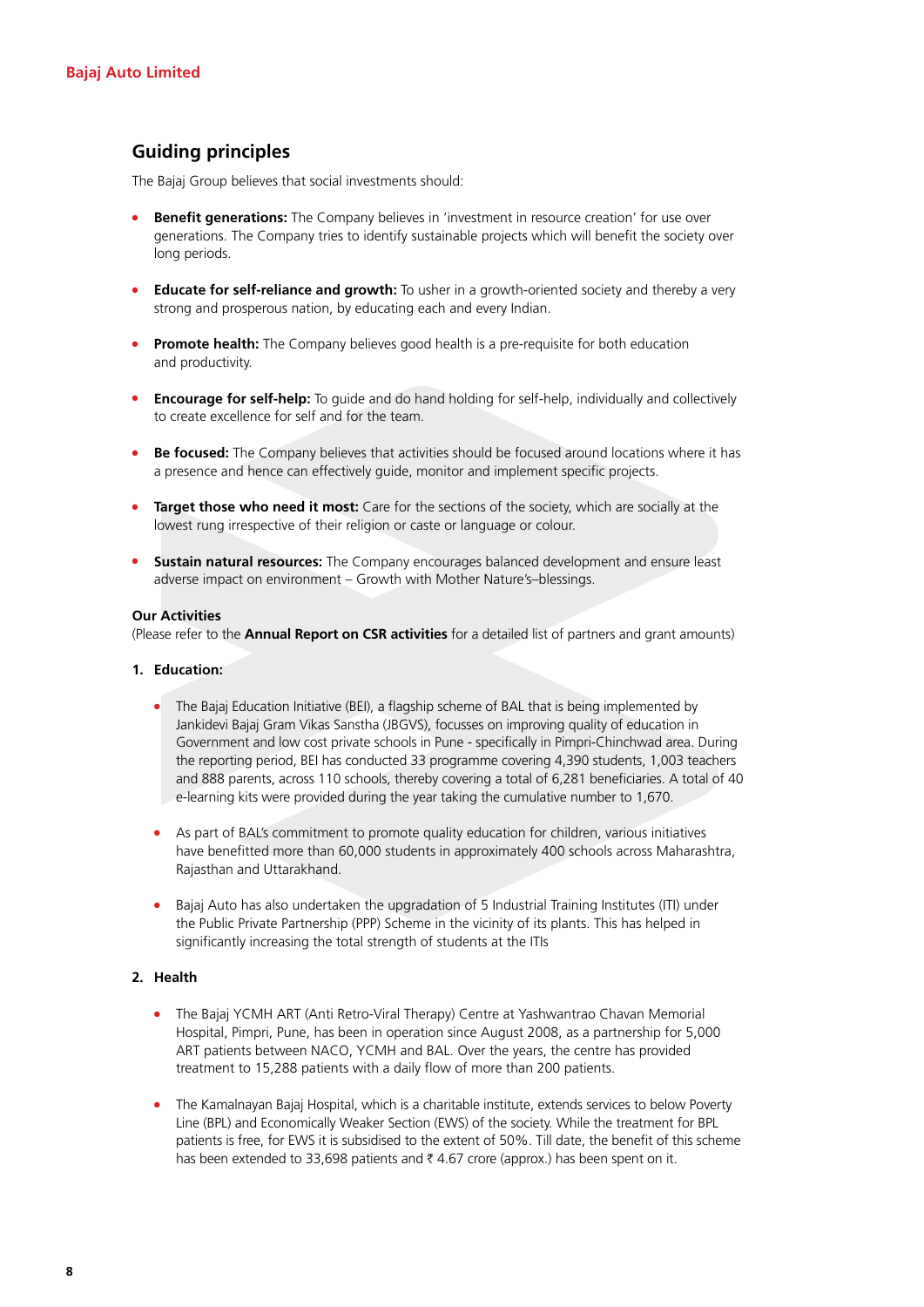## Guiding principles

The Bajaj Group believes that social investments should:

- **Benefit generations:** The Company believes in 'investment in resource creation' for use over generations. The Company tries to identify sustainable projects which will benefit the society over long periods.
- **Educate for self-reliance and growth:** To usher in a growth-oriented society and thereby a very strong and prosperous nation, by educating each and every Indian.
- **Promote health:** The Company believes good health is a pre-requisite for both education and productivity.
- **Encourage for self-help:** To guide and do hand holding for self-help, individually and collectively to create excellence for self and for the team.
- **Be focused:** The Company believes that activities should be focused around locations where it has a presence and hence can effectively guide, monitor and implement specific projects.
- **Target those who need it most:** Care for the sections of the society, which are socially at the lowest rung irrespective of their religion or caste or language or colour.
- **Sustain natural resources:** The Company encourages balanced development and ensure least adverse impact on environment – Growth with Mother Nature's–blessings.

**Our Activities**

(Please refer to the **Annual Report on CSR activities** for a detailed list of partners and grant amounts)

**1. Education:**

- The Bajaj Education Initiative (BEI), a flagship scheme of BAL that is being implemented by Jankidevi Bajaj Gram Vikas Sanstha (JBGVS), focusses on improving quality of education in Government and low cost private schools in Pune - specifically in Pimpri-Chinchwad area. During the reporting period, BEI has conducted 33 programme covering 4,390 students, 1,003 teachers and 888 parents, across 110 schools, thereby covering a total of 6,281 beneficiaries. A total of 40 e-learning kits were provided during the year taking the cumulative number to 1,670.
- As part of BAL's commitment to promote quality education for children, various initiatives have benefitted more than 60,000 students in approximately 400 schools across Maharashtra, Rajasthan and Uttarakhand.
- Bajaj Auto has also undertaken the upgradation of 5 Industrial Training Institutes (ITI) under the Public Private Partnership (PPP) Scheme in the vicinity of its plants. This has helped in significantly increasing the total strength of students at the ITIs

**2. Health**

- The Bajaj YCMH ART (Anti Retro-Viral Therapy) Centre at Yashwantrao Chavan Memorial Hospital, Pimpri, Pune, has been in operation since August 2008, as a partnership for 5,000 ART patients between NACO, YCMH and BAL. Over the years, the centre has provided treatment to 15,288 patients with a daily flow of more than 200 patients.
- The Kamalnayan Bajaj Hospital, which is a charitable institute, extends services to below Poverty Line (BPL) and Economically Weaker Section (EWS) of the society. While the treatment for BPL patients is free, for EWS it is subsidised to the extent of 50%. Till date, the benefit of this scheme has been extended to 33,698 patients and ₹ 4.67 crore (approx.) has been spent on it.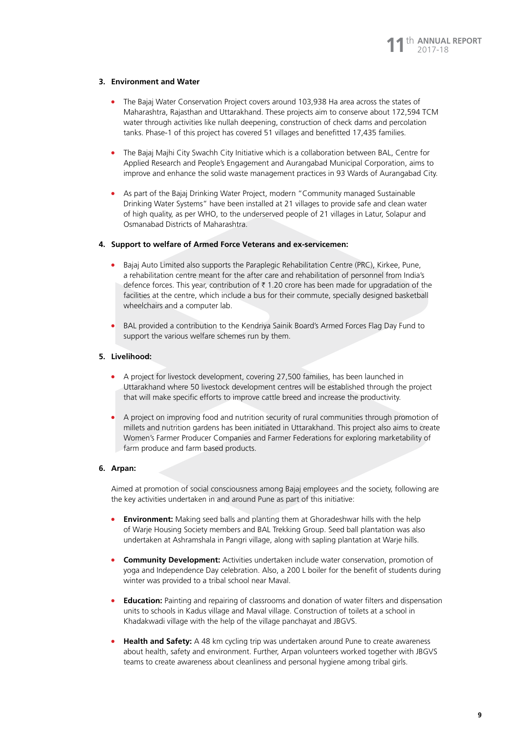### 3. Environment and Water

- The Bajaj Water Conservation Project covers around 103,938 Ha area across the states of Maharashtra, Rajasthan and Uttarakhand. These projects aim to conserve about 172,594 TCM water through activities like nullah deepening, construction of check dams and percolation tanks. Phase-1 of this project has covered 51 villages and benefitted 17,435 families.

- The Bajaj Majhi City Swachh City Initiative which is a collaboration between BAL, Centre for Applied Research and People's Engagement and Aurangabad Municipal Corporation, aims to improve and enhance the solid waste management practices in 93 Wards of Aurangabad City.

- As part of the Bajaj Drinking Water Project, modern "Community managed Sustainable Drinking Water Systems" have been installed at 21 villages to provide safe and clean water of high quality, as per WHO, to the underserved people of 21 villages in Latur, Solapur and Osmanabad Districts of Maharashtra.

### 4. Support to welfare of Armed Force Veterans and ex-servicemen:

- Bajaj Auto Limited also supports the Paraplegic Rehabilitation Centre (PRC), Kirkee, Pune, a rehabilitation centre meant for the after care and rehabilitation of personnel from India's defence forces. This year, contribution of ₹ 1.20 crore has been made for upgradation of the facilities at the centre, which include a bus for their commute, specially designed basketball wheelchairs and a computer lab.

- BAL provided a contribution to the Kendriya Sainik Board's Armed Forces Flag Day Fund to support the various welfare schemes run by them.

### 5. Livelihood:

- A project for livestock development, covering 27,500 families, has been launched in Uttarakhand where 50 livestock development centres will be established through the project that will make specific efforts to improve cattle breed and increase the productivity.

- A project on improving food and nutrition security of rural communities through promotion of millets and nutrition gardens has been initiated in Uttarakhand. This project also aims to create Women's Farmer Producer Companies and Farmer Federations for exploring marketability of farm produce and farm based products.

### 6. Arpan:

Aimed at promotion of social consciousness among Bajaj employees and the society, following are the key activities undertaken in and around Pune as part of this initiative:

- **Environment:** Making seed balls and planting them at Ghoradeshwar hills with the help of Warje Housing Society members and BAL Trekking Group. Seed ball plantation was also undertaken at Ashramshala in Pangri village, along with sapling plantation at Warje hills.

- **Community Development:** Activities undertaken include water conservation, promotion of yoga and Independence Day celebration. Also, a 200 L boiler for the benefit of students during winter was provided to a tribal school near Maval.

- **Education:** Painting and repairing of classrooms and donation of water filters and dispensation units to schools in Kadus village and Maval village. Construction of toilets at a school in Khadakwadi village with the help of the village panchayat and JBGVS.

- **Health and Safety:** A 48 km cycling trip was undertaken around Pune to create awareness about health, safety and environment. Further, Arpan volunteers worked together with JBGVS teams to create awareness about cleanliness and personal hygiene among tribal girls.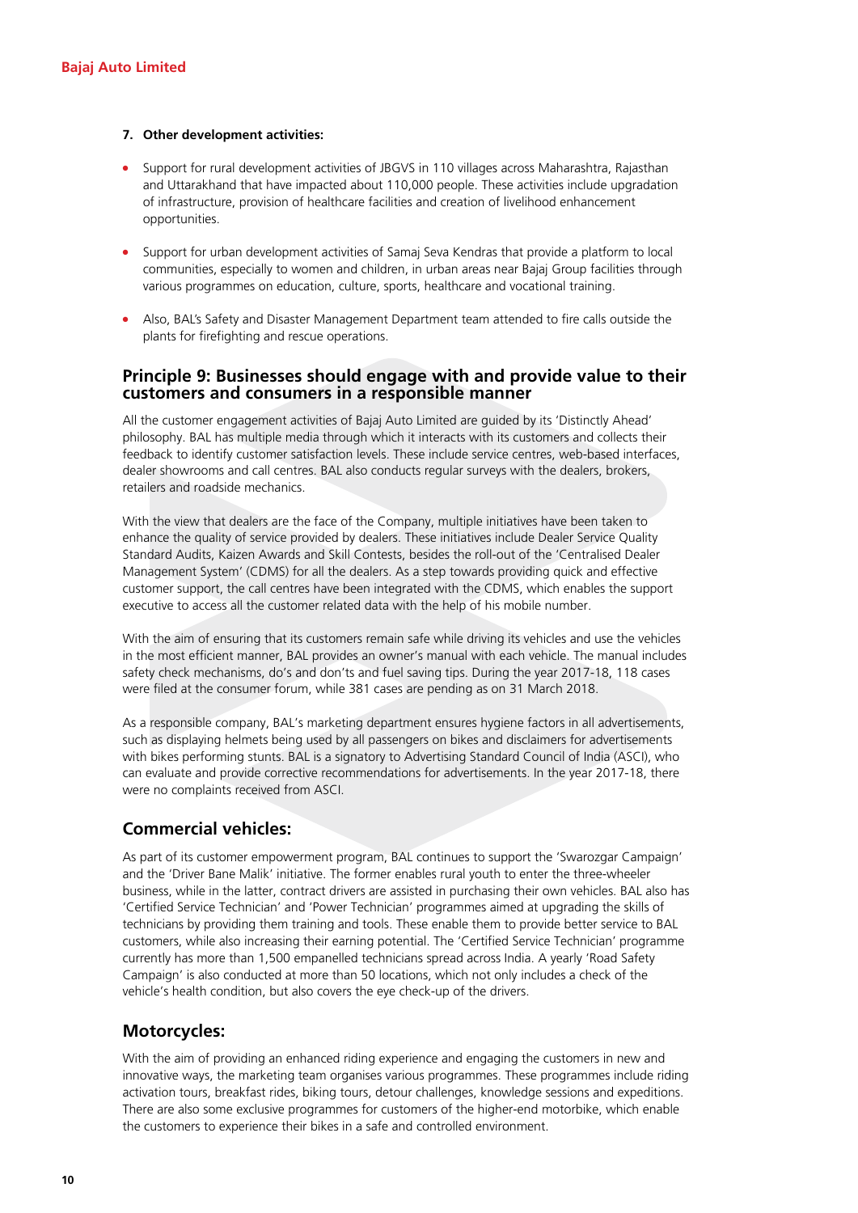**7. Other development activities:**

- Support for rural development activities of JBGVS in 110 villages across Maharashtra, Rajasthan and Uttarakhand that have impacted about 110,000 people. These activities include upgradation of infrastructure, provision of healthcare facilities and creation of livelihood enhancement opportunities.
- Support for urban development activities of Samaj Seva Kendras that provide a platform to local communities, especially to women and children, in urban areas near Bajaj Group facilities through various programmes on education, culture, sports, healthcare and vocational training.
- Also, BAL's Safety and Disaster Management Department team attended to fire calls outside the plants for firefighting and rescue operations.

## Principle 9: Businesses should engage with and provide value to their customers and consumers in a responsible manner

All the customer engagement activities of Bajaj Auto Limited are guided by its 'Distinctly Ahead' philosophy. BAL has multiple media through which it interacts with its customers and collects their feedback to identify customer satisfaction levels. These include service centres, web-based interfaces, dealer showrooms and call centres. BAL also conducts regular surveys with the dealers, brokers, retailers and roadside mechanics.

With the view that dealers are the face of the Company, multiple initiatives have been taken to enhance the quality of service provided by dealers. These initiatives include Dealer Service Quality Standard Audits, Kaizen Awards and Skill Contests, besides the roll-out of the 'Centralised Dealer Management System' (CDMS) for all the dealers. As a step towards providing quick and effective customer support, the call centres have been integrated with the CDMS, which enables the support executive to access all the customer related data with the help of his mobile number.

With the aim of ensuring that its customers remain safe while driving its vehicles and use the vehicles in the most efficient manner, BAL provides an owner's manual with each vehicle. The manual includes safety check mechanisms, do's and don'ts and fuel saving tips. During the year 2017-18, 118 cases were filed at the consumer forum, while 381 cases are pending as on 31 March 2018.

As a responsible company, BAL's marketing department ensures hygiene factors in all advertisements, such as displaying helmets being used by all passengers on bikes and disclaimers for advertisements with bikes performing stunts. BAL is a signatory to Advertising Standard Council of India (ASCI), who can evaluate and provide corrective recommendations for advertisements. In the year 2017-18, there were no complaints received from ASCI.

## Commercial vehicles:

As part of its customer empowerment program, BAL continues to support the 'Swarozgar Campaign' and the 'Driver Bane Malik' initiative. The former enables rural youth to enter the three-wheeler business, while in the latter, contract drivers are assisted in purchasing their own vehicles. BAL also has 'Certified Service Technician' and 'Power Technician' programmes aimed at upgrading the skills of technicians by providing them training and tools. These enable them to provide better service to BAL customers, while also increasing their earning potential. The 'Certified Service Technician' programme currently has more than 1,500 empanelled technicians spread across India. A yearly 'Road Safety Campaign' is also conducted at more than 50 locations, which not only includes a check of the vehicle's health condition, but also covers the eye check-up of the drivers.

## Motorcycles:

With the aim of providing an enhanced riding experience and engaging the customers in new and innovative ways, the marketing team organises various programmes. These programmes include riding activation tours, breakfast rides, biking tours, detour challenges, knowledge sessions and expeditions. There are also some exclusive programmes for customers of the higher-end motorbike, which enable the customers to experience their bikes in a safe and controlled environment.